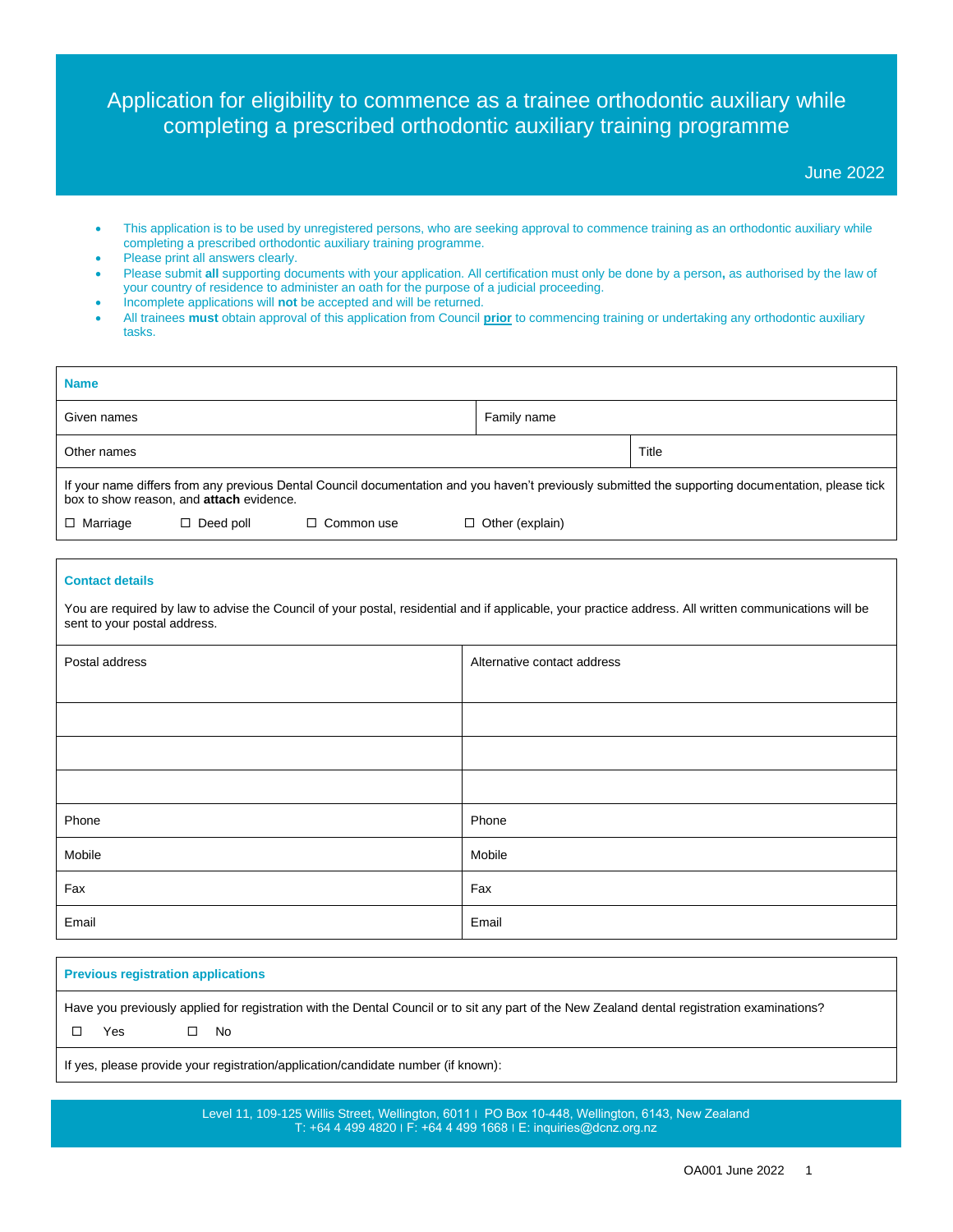# Application for eligibility to commence as a trainee orthodontic auxiliary while completing a prescribed orthodontic auxiliary training programme

June 2022

- This application is to be used by unregistered persons, who are seeking approval to commence training as an orthodontic auxiliary while completing a prescribed orthodontic auxiliary training programme.
- Please print all answers clearly.
- Please submit **all** supporting documents with your application. All certification must only be done by a person**,** as authorised by the law of your country of residence to administer an oath for the purpose of a judicial proceeding.
- Incomplete applications will **not** be accepted and will be returned.
- All trainees **must** obtain approval of this application from Council **prior** to commencing training or undertaking any orthodontic auxiliary tasks.

| **Name** | | |
|---|---|---|
| Given names | Family name | |
| Other names | | Title |

If your name differs from any previous Dental Council documentation and you haven't previously submitted the supporting documentation, please tick box to show reason, and **attach** evidence.

☐ Marriage ☐ Deed poll ☐ Common use ☐ Other (explain)

**Contact details**

You are required by law to advise the Council of your postal, residential and if applicable, your practice address. All written communications will be sent to your postal address.

| Postal address | Alternative contact address |
|---|---|
| | |
| | |
| | |
| Phone | Phone |
| Mobile | Mobile |
| Fax | Fax |
| Email | Email |

**Previous registration applications**

Have you previously applied for registration with the Dental Council or to sit any part of the New Zealand dental registration examinations?

☐ Yes ☐ No

If yes, please provide your registration/application/candidate number (if known):

Level 11, 109-125 Willis Street, Wellington, 6011 | PO Box 10-448, Wellington, 6143, New Zealand
T: +64 4 499 4820 | F: +64 4 499 1668 | E: inquiries@dcnz.org.nz

OA001 June 2022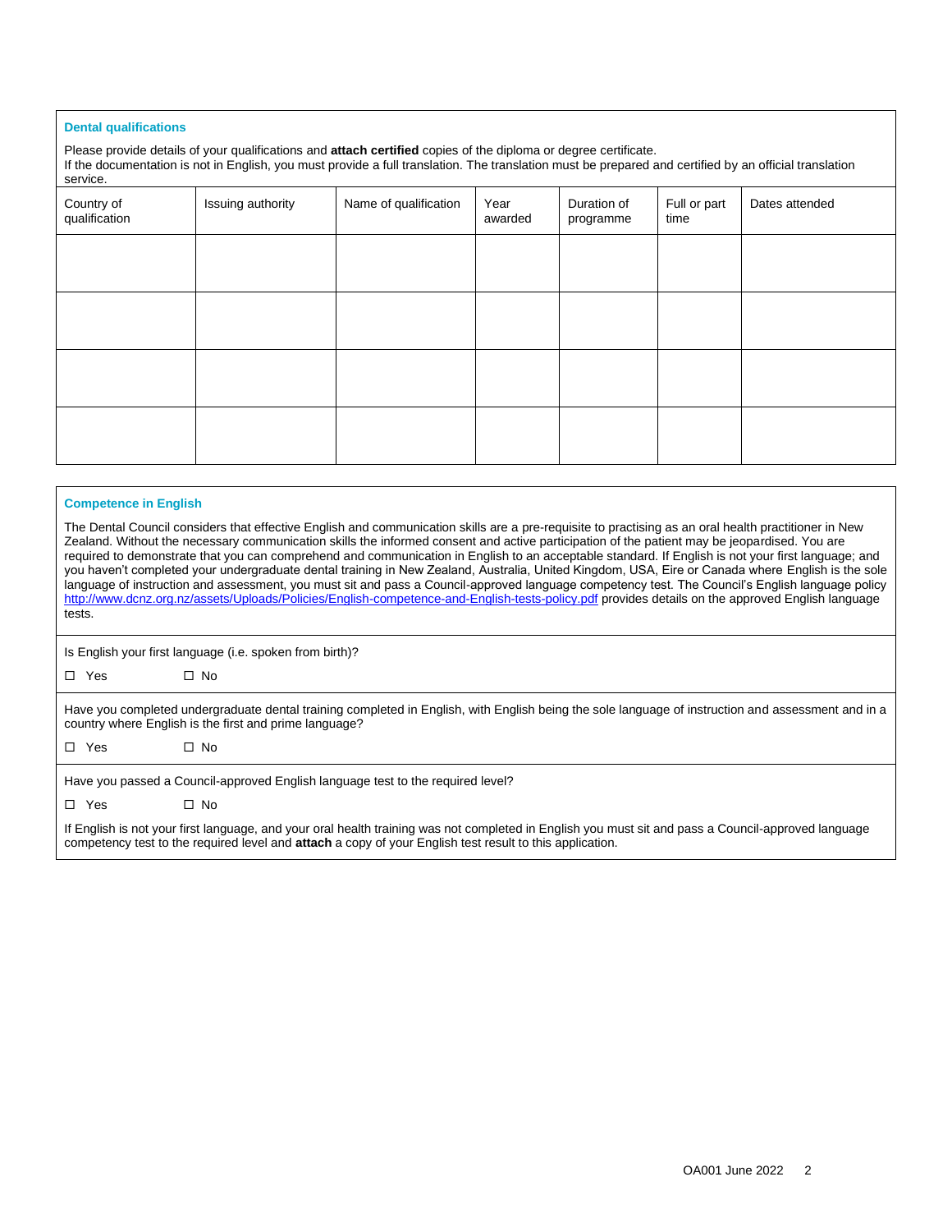## Dental qualifications

Please provide details of your qualifications and **attach certified** copies of the diploma or degree certificate.
If the documentation is not in English, you must provide a full translation. The translation must be prepared and certified by an official translation service.

| Country of qualification | Issuing authority | Name of qualification | Year awarded | Duration of programme | Full or part time | Dates attended |
|---|---|---|---|---|---|---|
| | | | | | | |
| | | | | | | |
| | | | | | | |
| | | | | | | |

## Competence in English

The Dental Council considers that effective English and communication skills are a pre-requisite to practising as an oral health practitioner in New Zealand. Without the necessary communication skills the informed consent and active participation of the patient may be jeopardised. You are required to demonstrate that you can comprehend and communication in English to an acceptable standard. If English is not your first language; and you haven't completed your undergraduate dental training in New Zealand, Australia, United Kingdom, USA, Eire or Canada where English is the sole language of instruction and assessment, you must sit and pass a Council-approved language competency test. The Council's English language policy http://www.dcnz.org.nz/assets/Uploads/Policies/English-competence-and-English-tests-policy.pdf provides details on the approved English language tests.

Is English your first language (i.e. spoken from birth)?

☐ Yes ☐ No

Have you completed undergraduate dental training completed in English, with English being the sole language of instruction and assessment and in a country where English is the first and prime language?

☐ Yes ☐ No

Have you passed a Council-approved English language test to the required level?

☐ Yes ☐ No

If English is not your first language, and your oral health training was not completed in English you must sit and pass a Council-approved language competency test to the required level and **attach** a copy of your English test result to this application.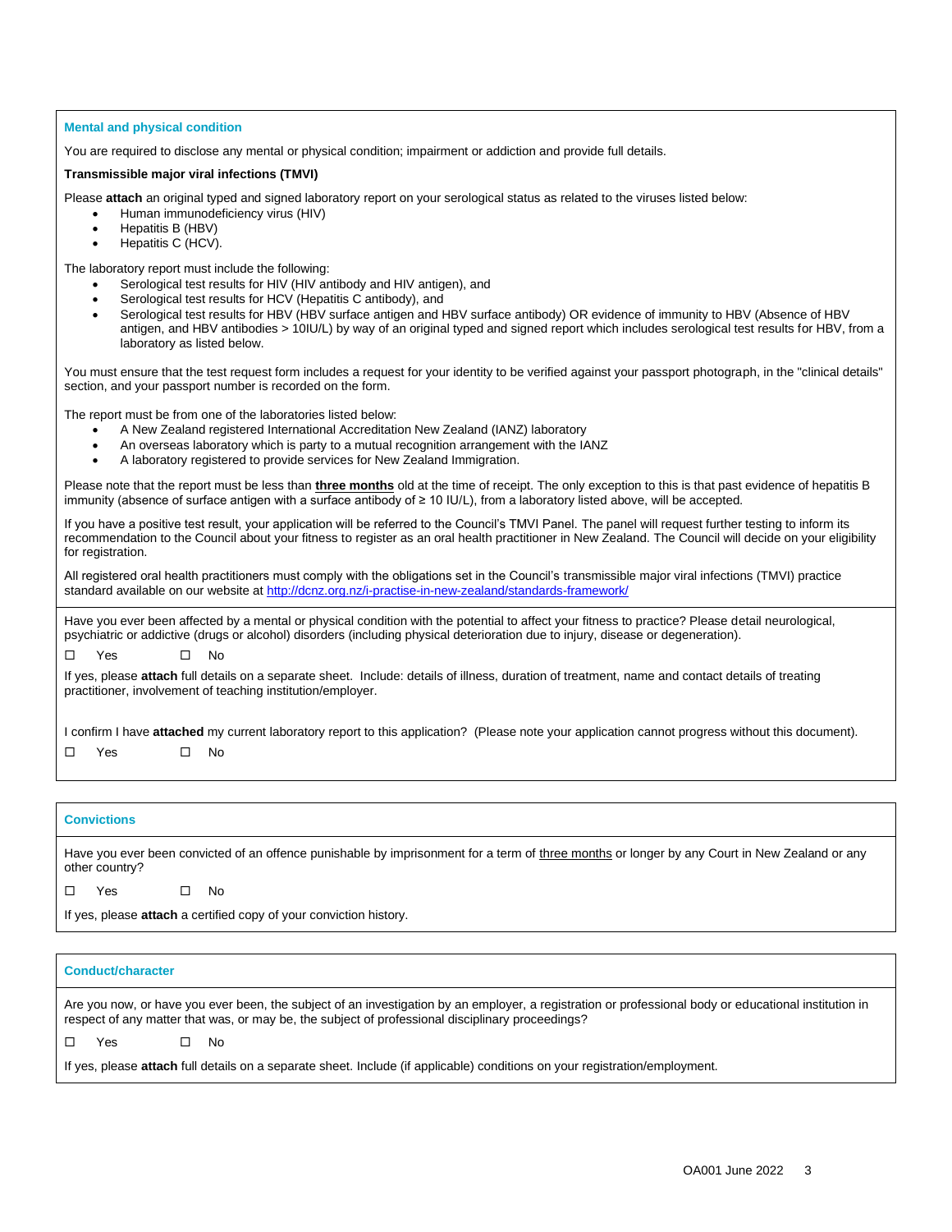## Mental and physical condition

You are required to disclose any mental or physical condition; impairment or addiction and provide full details.

**Transmissible major viral infections (TMVI)**

Please **attach** an original typed and signed laboratory report on your serological status as related to the viruses listed below:

- Human immunodeficiency virus (HIV)
- Hepatitis B (HBV)
- Hepatitis C (HCV).

The laboratory report must include the following:

- Serological test results for HIV (HIV antibody and HIV antigen), and
- Serological test results for HCV (Hepatitis C antibody), and
- Serological test results for HBV (HBV surface antigen and HBV surface antibody) OR evidence of immunity to HBV (Absence of HBV antigen, and HBV antibodies > 10IU/L) by way of an original typed and signed report which includes serological test results for HBV, from a laboratory as listed below.

You must ensure that the test request form includes a request for your identity to be verified against your passport photograph, in the "clinical details" section, and your passport number is recorded on the form.

The report must be from one of the laboratories listed below:

- A New Zealand registered International Accreditation New Zealand (IANZ) laboratory
- An overseas laboratory which is party to a mutual recognition arrangement with the IANZ
- A laboratory registered to provide services for New Zealand Immigration.

Please note that the report must be less than **three months** old at the time of receipt. The only exception to this is that past evidence of hepatitis B immunity (absence of surface antigen with a surface antibody of ≥ 10 IU/L), from a laboratory listed above, will be accepted.

If you have a positive test result, your application will be referred to the Council's TMVI Panel. The panel will request further testing to inform its recommendation to the Council about your fitness to register as an oral health practitioner in New Zealand. The Council will decide on your eligibility for registration.

All registered oral health practitioners must comply with the obligations set in the Council's transmissible major viral infections (TMVI) practice standard available on our website at http://dcnz.org.nz/i-practise-in-new-zealand/standards-framework/

Have you ever been affected by a mental or physical condition with the potential to affect your fitness to practice? Please detail neurological, psychiatric or addictive (drugs or alcohol) disorders (including physical deterioration due to injury, disease or degeneration).

☐ Yes ☐ No

If yes, please **attach** full details on a separate sheet. Include: details of illness, duration of treatment, name and contact details of treating practitioner, involvement of teaching institution/employer.

I confirm I have **attached** my current laboratory report to this application? (Please note your application cannot progress without this document).

☐ Yes ☐ No

## Convictions

Have you ever been convicted of an offence punishable by imprisonment for a term of three months or longer by any Court in New Zealand or any other country?

☐ Yes ☐ No

If yes, please **attach** a certified copy of your conviction history.

## Conduct/character

Are you now, or have you ever been, the subject of an investigation by an employer, a registration or professional body or educational institution in respect of any matter that was, or may be, the subject of professional disciplinary proceedings?

☐ Yes ☐ No

If yes, please **attach** full details on a separate sheet. Include (if applicable) conditions on your registration/employment.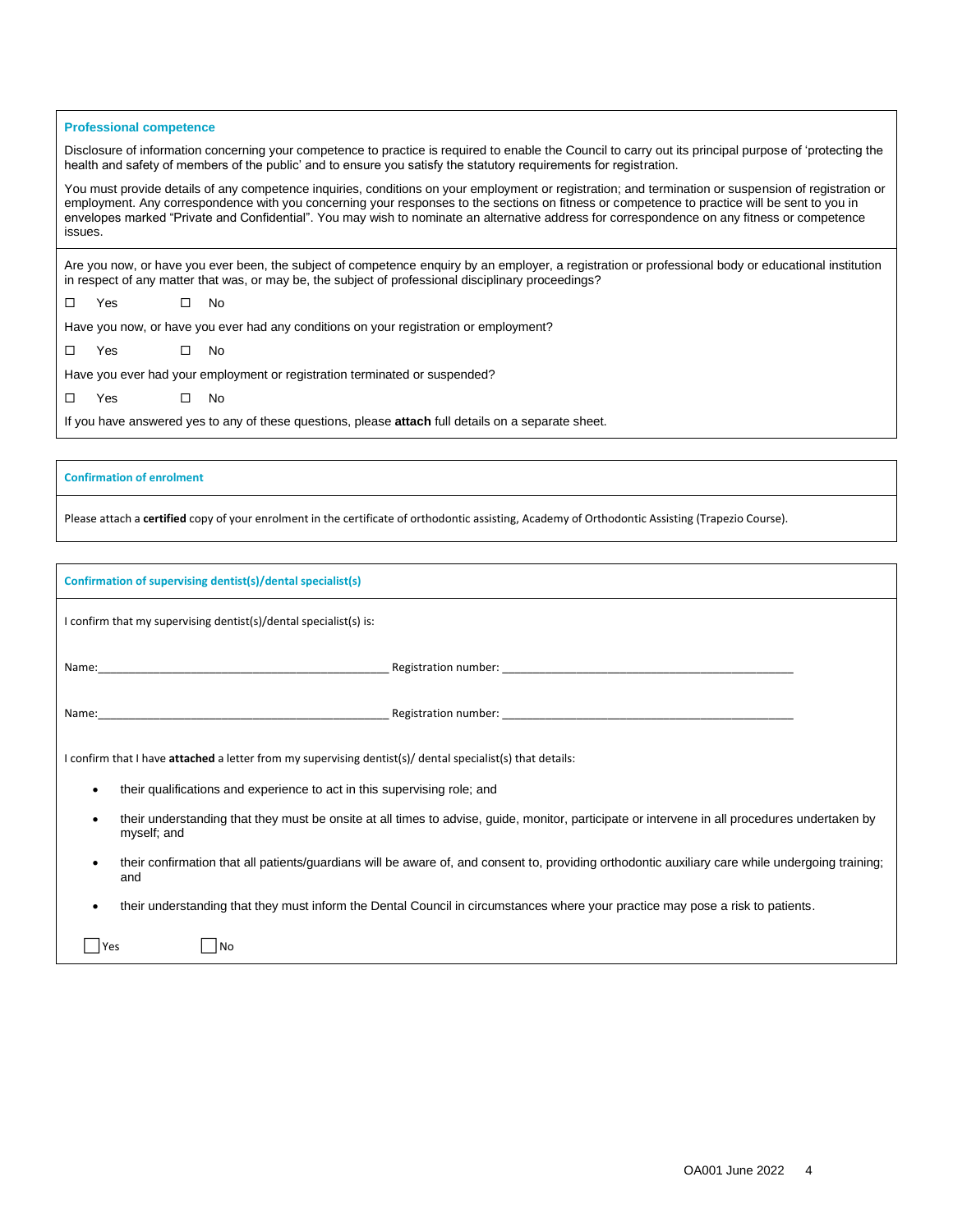## Professional competence

Disclosure of information concerning your competence to practice is required to enable the Council to carry out its principal purpose of 'protecting the health and safety of members of the public' and to ensure you satisfy the statutory requirements for registration.

You must provide details of any competence inquiries, conditions on your employment or registration; and termination or suspension of registration or employment. Any correspondence with you concerning your responses to the sections on fitness or competence to practice will be sent to you in envelopes marked "Private and Confidential". You may wish to nominate an alternative address for correspondence on any fitness or competence issues.

Are you now, or have you ever been, the subject of competence enquiry by an employer, a registration or professional body or educational institution in respect of any matter that was, or may be, the subject of professional disciplinary proceedings?

☐ Yes ☐ No

Have you now, or have you ever had any conditions on your registration or employment?

☐ Yes ☐ No

Have you ever had your employment or registration terminated or suspended?

☐ Yes ☐ No

If you have answered yes to any of these questions, please **attach** full details on a separate sheet.

## Confirmation of enrolment

Please attach a **certified** copy of your enrolment in the certificate of orthodontic assisting, Academy of Orthodontic Assisting (Trapezio Course).

## Confirmation of supervising dentist(s)/dental specialist(s)

I confirm that my supervising dentist(s)/dental specialist(s) is:

Name:_______________________________________________ Registration number: _______________________________________________

Name:_______________________________________________ Registration number: _______________________________________________

I confirm that I have **attached** a letter from my supervising dentist(s)/ dental specialist(s) that details:

- their qualifications and experience to act in this supervising role; and
- their understanding that they must be onsite at all times to advise, guide, monitor, participate or intervene in all procedures undertaken by myself; and
- their confirmation that all patients/guardians will be aware of, and consent to, providing orthodontic auxiliary care while undergoing training; and
- their understanding that they must inform the Dental Council in circumstances where your practice may pose a risk to patients.

☐ Yes ☐ No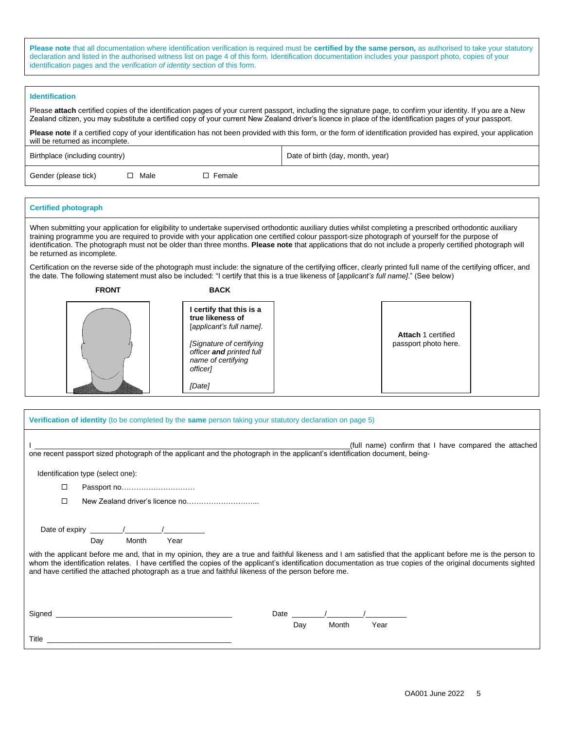**Please note** that all documentation where identification verification is required must be **certified by the same person,** as authorised to take your statutory declaration and listed in the authorised witness list on page 4 of this form. Identification documentation includes your passport photo, copies of your identification pages and the *verification of identity* section of this form.

## Identification

Please **attach** certified copies of the identification pages of your current passport, including the signature page, to confirm your identity. If you are a New Zealand citizen, you may substitute a certified copy of your current New Zealand driver's licence in place of the identification pages of your passport.

**Please note** if a certified copy of your identification has not been provided with this form, or the form of identification provided has expired, your application will be returned as incomplete.

| Birthplace (including country) | Date of birth (day, month, year) |
|---|---|
| Gender (please tick) ☐ Male ☐ Female | |

## Certified photograph

When submitting your application for eligibility to undertake supervised orthodontic auxiliary duties whilst completing a prescribed orthodontic auxiliary training programme you are required to provide with your application one certified colour passport-size photograph of yourself for the purpose of identification. The photograph must not be older than three months. **Please note** that applications that do not include a properly certified photograph will be returned as incomplete.

Certification on the reverse side of the photograph must include: the signature of the certifying officer, clearly printed full name of the certifying officer, and the date. The following statement must also be included: "I certify that this is a true likeness of [*applicant's full name]*." (See below)

**FRONT**

**BACK**

**I certify that this is a true likeness of** [*applicant's full name]*.

*[Signature of certifying officer **and** printed full name of certifying officer]*

*[Date]*

**Attach** 1 certified passport photo here.

## Verification of identity (to be completed by the **same** person taking your statutory declaration on page 5)

I ________________________________________________(full name) confirm that I have compared the attached one recent passport sized photograph of the applicant and the photograph in the applicant's identification document, being-

Identification type (select one):

- ☐ Passport no…………………………
- ☐ New Zealand driver's licence no………………………...

Date of expiry ________/________/__________
Day Month Year

with the applicant before me and, that in my opinion, they are a true and faithful likeness and I am satisfied that the applicant before me is the person to whom the identification relates. I have certified the copies of the applicant's identification documentation as true copies of the original documents sighted and have certified the attached photograph as a true and faithful likeness of the person before me.

Signed ____________________________________ Date ________/________/__________
Day Month Year

Title ____________________________________

OA001 June 2022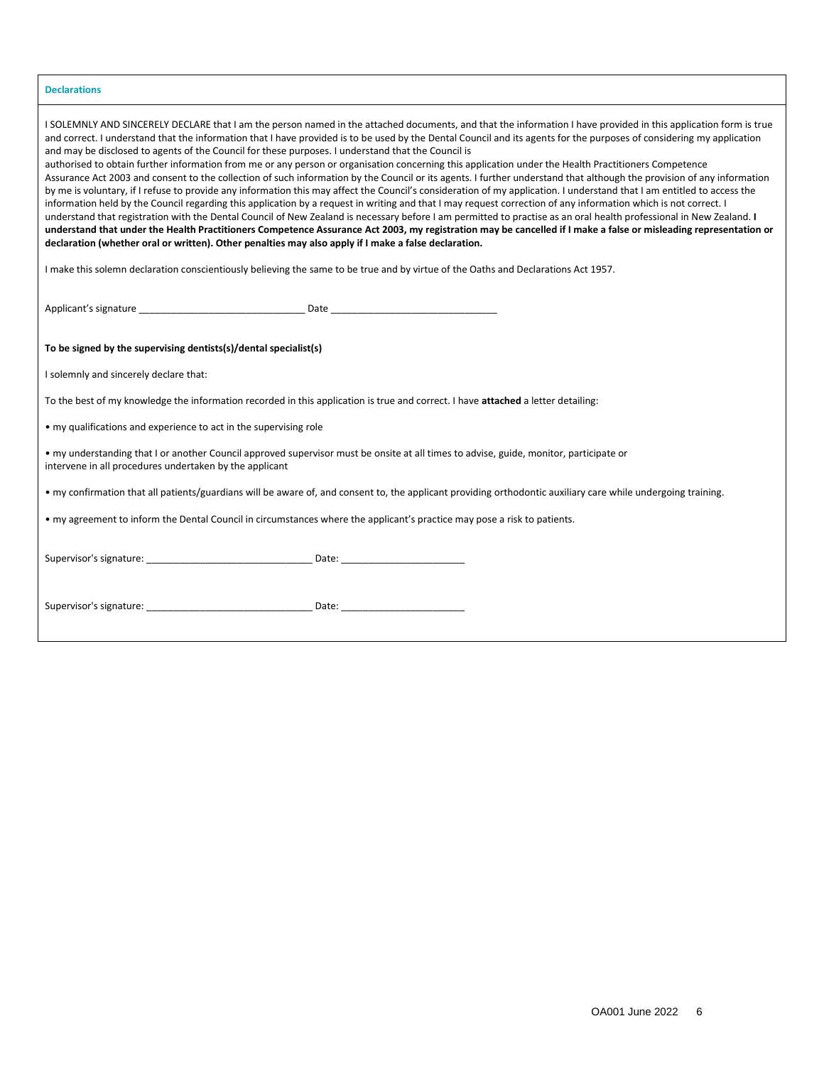## Declarations

I SOLEMNLY AND SINCERELY DECLARE that I am the person named in the attached documents, and that the information I have provided in this application form is true and correct. I understand that the information that I have provided is to be used by the Dental Council and its agents for the purposes of considering my application and may be disclosed to agents of the Council for these purposes. I understand that the Council is authorised to obtain further information from me or any person or organisation concerning this application under the Health Practitioners Competence Assurance Act 2003 and consent to the collection of such information by the Council or its agents. I further understand that although the provision of any information by me is voluntary, if I refuse to provide any information this may affect the Council's consideration of my application. I understand that I am entitled to access the information held by the Council regarding this application by a request in writing and that I may request correction of any information which is not correct. I understand that registration with the Dental Council of New Zealand is necessary before I am permitted to practise as an oral health professional in New Zealand. **I understand that under the Health Practitioners Competence Assurance Act 2003, my registration may be cancelled if I make a false or misleading representation or declaration (whether oral or written). Other penalties may also apply if I make a false declaration.**

I make this solemn declaration conscientiously believing the same to be true and by virtue of the Oaths and Declarations Act 1957.

Applicant's signature ______________________________ Date ______________________________

**To be signed by the supervising dentists(s)/dental specialist(s)**

I solemnly and sincerely declare that:

To the best of my knowledge the information recorded in this application is true and correct. I have **attached** a letter detailing:

- my qualifications and experience to act in the supervising role
- my understanding that I or another Council approved supervisor must be onsite at all times to advise, guide, monitor, participate or intervene in all procedures undertaken by the applicant
- my confirmation that all patients/guardians will be aware of, and consent to, the applicant providing orthodontic auxiliary care while undergoing training.
- my agreement to inform the Dental Council in circumstances where the applicant's practice may pose a risk to patients.

Supervisor's signature: ______________________________ Date: ______________________

Supervisor's signature: ______________________________ Date: ______________________

OA001 June 2022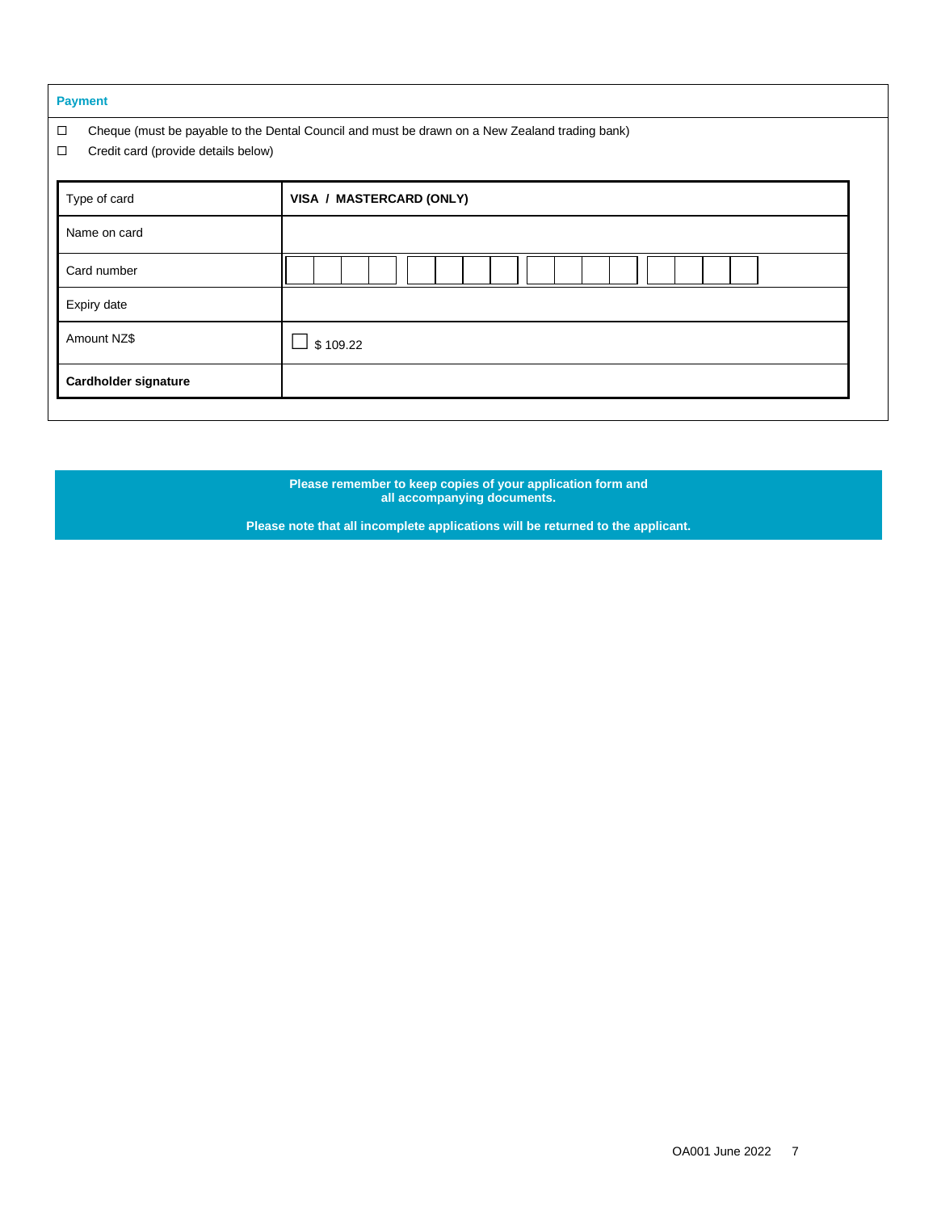## Payment

☐ Cheque (must be payable to the Dental Council and must be drawn on a New Zealand trading bank)

☐ Credit card (provide details below)

| | |
|---|---|
| Type of card | **VISA / MASTERCARD (ONLY)** |
| Name on card | |
| Card number | |
| Expiry date | |
| Amount NZ$ | ☐ $ 109.22 |
| **Cardholder signature** | |

**Please remember to keep copies of your application form and all accompanying documents.**

**Please note that all incomplete applications will be returned to the applicant.**

OA001 June 2022